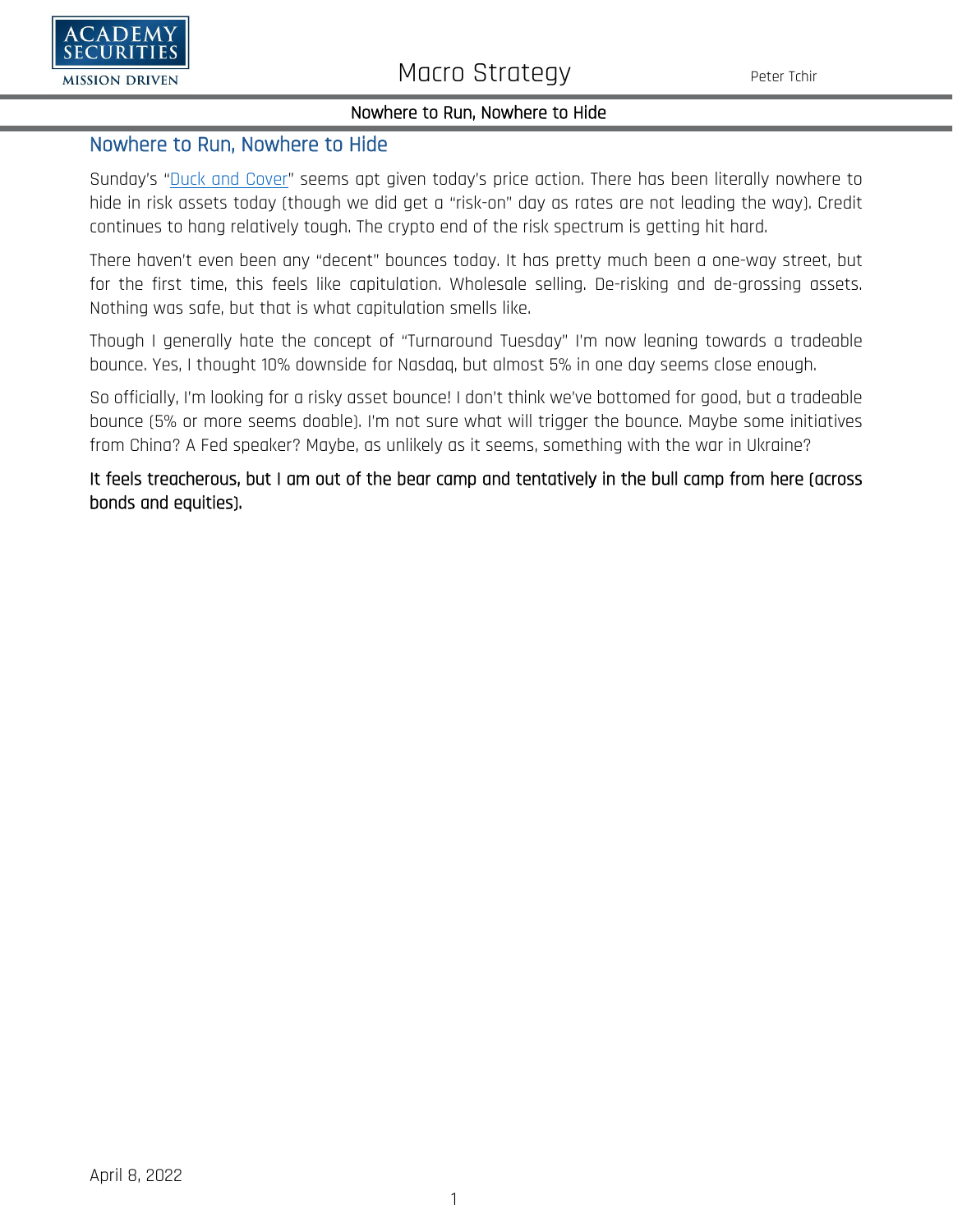# Nowhere to Run, Nowhere to Hide

Sunday's "Duck and Cover" seems apt given today's price action. There has been literally nowhere to hide in risk assets today (though we did get a "risk-on" day as rates are not leading the way). Credit continues to hang relatively tough. The crypto end of the risk spectrum is getting hit hard.

There haven't even been any "decent" bounces today. It has pretty much been a one-way street, but for the first time, this feels like capitulation. Wholesale selling. De-risking and de-grossing assets. Nothing was safe, but that is what capitulation smells like.

Though I generally hate the concept of "Turnaround Tuesday" I'm now leaning towards a tradeable bounce. Yes, I thought 10% downside for Nasdaq, but almost 5% in one day seems close enough.

So officially, I'm looking for a risky asset bounce! I don't think we've bottomed for good, but a tradeable bounce (5% or more seems doable). I'm not sure what will trigger the bounce. Maybe some initiatives from China? A Fed speaker? Maybe, as unlikely as it seems, something with the war in Ukraine?

**It feels treacherous, but I am out of the bear camp and tentatively in the bull camp from here (across bonds and equities).**

April 8, 2022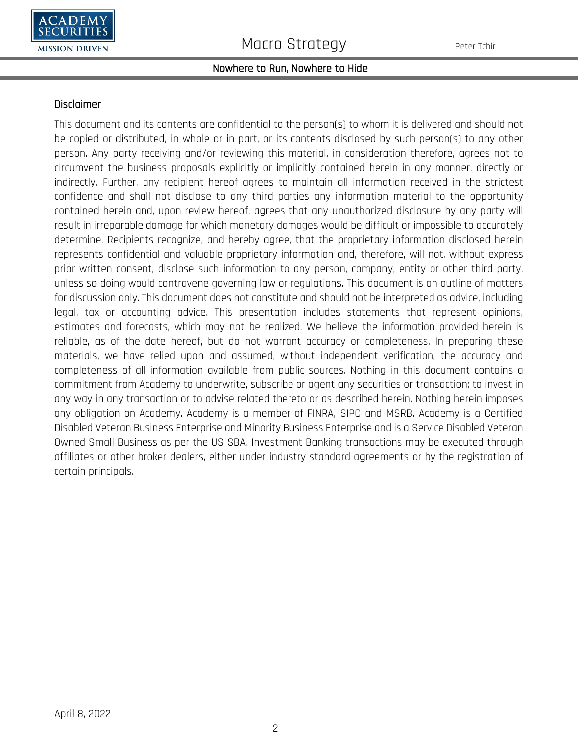## Disclaimer

This document and its contents are confidential to the person(s) to whom it is delivered and should not be copied or distributed, in whole or in part, or its contents disclosed by such person(s) to any other person. Any party receiving and/or reviewing this material, in consideration therefore, agrees not to circumvent the business proposals explicitly or implicitly contained herein in any manner, directly or indirectly. Further, any recipient hereof agrees to maintain all information received in the strictest confidence and shall not disclose to any third parties any information material to the opportunity contained herein and, upon review hereof, agrees that any unauthorized disclosure by any party will result in irreparable damage for which monetary damages would be difficult or impossible to accurately determine. Recipients recognize, and hereby agree, that the proprietary information disclosed herein represents confidential and valuable proprietary information and, therefore, will not, without express prior written consent, disclose such information to any person, company, entity or other third party, unless so doing would contravene governing law or regulations. This document is an outline of matters for discussion only. This document does not constitute and should not be interpreted as advice, including legal, tax or accounting advice. This presentation includes statements that represent opinions, estimates and forecasts, which may not be realized. We believe the information provided herein is reliable, as of the date hereof, but do not warrant accuracy or completeness. In preparing these materials, we have relied upon and assumed, without independent verification, the accuracy and completeness of all information available from public sources. Nothing in this document contains a commitment from Academy to underwrite, subscribe or agent any securities or transaction; to invest in any way in any transaction or to advise related thereto or as described herein. Nothing herein imposes any obligation on Academy. Academy is a member of FINRA, SIPC and MSRB. Academy is a Certified Disabled Veteran Business Enterprise and Minority Business Enterprise and is a Service Disabled Veteran Owned Small Business as per the US SBA. Investment Banking transactions may be executed through affiliates or other broker dealers, either under industry standard agreements or by the registration of certain principals.